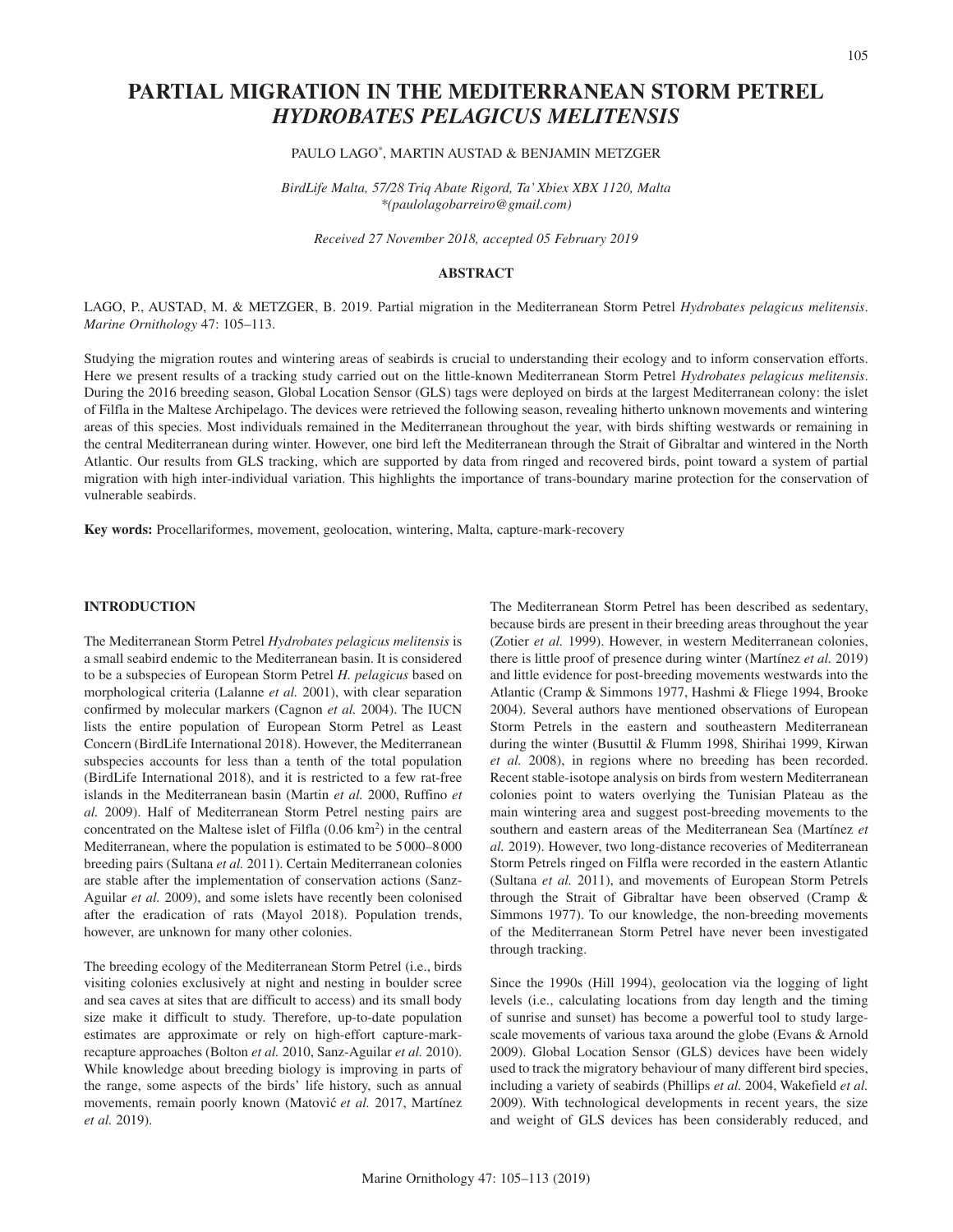# PARTIAL MIGRATION IN THE MEDITERRANEAN STORM PETREL *HYDROBATES PELAGICUS MELITENSIS*

PAULO LAGO*, MARTIN AUSTAD & BENJAMIN METZGER

*BirdLife Malta, 57/28 Triq Abate Rigord, Ta' Xbiex XBX 1120, Malta*
*\*(paulolagobarreiro@gmail.com)*

*Received 27 November 2018, accepted 05 February 2019*

## ABSTRACT

LAGO, P., AUSTAD, M. & METZGER, B. 2019. Partial migration in the Mediterranean Storm Petrel *Hydrobates pelagicus melitensis*. *Marine Ornithology* 47: 105–113.

Studying the migration routes and wintering areas of seabirds is crucial to understanding their ecology and to inform conservation efforts. Here we present results of a tracking study carried out on the little-known Mediterranean Storm Petrel *Hydrobates pelagicus melitensis*. During the 2016 breeding season, Global Location Sensor (GLS) tags were deployed on birds at the largest Mediterranean colony: the islet of Filfla in the Maltese Archipelago. The devices were retrieved the following season, revealing hitherto unknown movements and wintering areas of this species. Most individuals remained in the Mediterranean throughout the year, with birds shifting westwards or remaining in the central Mediterranean during winter. However, one bird left the Mediterranean through the Strait of Gibraltar and wintered in the North Atlantic. Our results from GLS tracking, which are supported by data from ringed and recovered birds, point toward a system of partial migration with high inter-individual variation. This highlights the importance of trans-boundary marine protection for the conservation of vulnerable seabirds.

**Key words:** Procellariformes, movement, geolocation, wintering, Malta, capture-mark-recovery

## INTRODUCTION

The Mediterranean Storm Petrel *Hydrobates pelagicus melitensis* is a small seabird endemic to the Mediterranean basin. It is considered to be a subspecies of European Storm Petrel *H. pelagicus* based on morphological criteria (Lalanne *et al.* 2001), with clear separation confirmed by molecular markers (Cagnon *et al.* 2004). The IUCN lists the entire population of European Storm Petrel as Least Concern (BirdLife International 2018). However, the Mediterranean subspecies accounts for less than a tenth of the total population (BirdLife International 2018), and it is restricted to a few rat-free islands in the Mediterranean basin (Martin *et al.* 2000, Ruffino *et al.* 2009). Half of Mediterranean Storm Petrel nesting pairs are concentrated on the Maltese islet of Filfla (0.06 km$^2$) in the central Mediterranean, where the population is estimated to be 5 000–8 000 breeding pairs (Sultana *et al.* 2011). Certain Mediterranean colonies are stable after the implementation of conservation actions (Sanz-Aguilar *et al.* 2009), and some islets have recently been colonised after the eradication of rats (Mayol 2018). Population trends, however, are unknown for many other colonies.

The breeding ecology of the Mediterranean Storm Petrel (i.e., birds visiting colonies exclusively at night and nesting in boulder scree and sea caves at sites that are difficult to access) and its small body size make it difficult to study. Therefore, up-to-date population estimates are approximate or rely on high-effort capture-mark-recapture approaches (Bolton *et al.* 2010, Sanz-Aguilar *et al.* 2010). While knowledge about breeding biology is improving in parts of the range, some aspects of the birds' life history, such as annual movements, remain poorly known (Matović *et al.* 2017, Martínez *et al.* 2019).

The Mediterranean Storm Petrel has been described as sedentary, because birds are present in their breeding areas throughout the year (Zotier *et al.* 1999). However, in western Mediterranean colonies, there is little proof of presence during winter (Martínez *et al.* 2019) and little evidence for post-breeding movements westwards into the Atlantic (Cramp & Simmons 1977, Hashmi & Fliege 1994, Brooke 2004). Several authors have mentioned observations of European Storm Petrels in the eastern and southeastern Mediterranean during the winter (Busuttil & Flumm 1998, Shirihai 1999, Kirwan *et al.* 2008), in regions where no breeding has been recorded. Recent stable-isotope analysis on birds from western Mediterranean colonies point to waters overlying the Tunisian Plateau as the main wintering area and suggest post-breeding movements to the southern and eastern areas of the Mediterranean Sea (Martínez *et al.* 2019). However, two long-distance recoveries of Mediterranean Storm Petrels ringed on Filfla were recorded in the eastern Atlantic (Sultana *et al.* 2011), and movements of European Storm Petrels through the Strait of Gibraltar have been observed (Cramp & Simmons 1977). To our knowledge, the non-breeding movements of the Mediterranean Storm Petrel have never been investigated through tracking.

Since the 1990s (Hill 1994), geolocation via the logging of light levels (i.e., calculating locations from day length and the timing of sunrise and sunset) has become a powerful tool to study large-scale movements of various taxa around the globe (Evans & Arnold 2009). Global Location Sensor (GLS) devices have been widely used to track the migratory behaviour of many different bird species, including a variety of seabirds (Phillips *et al.* 2004, Wakefield *et al.* 2009). With technological developments in recent years, the size and weight of GLS devices has been considerably reduced, and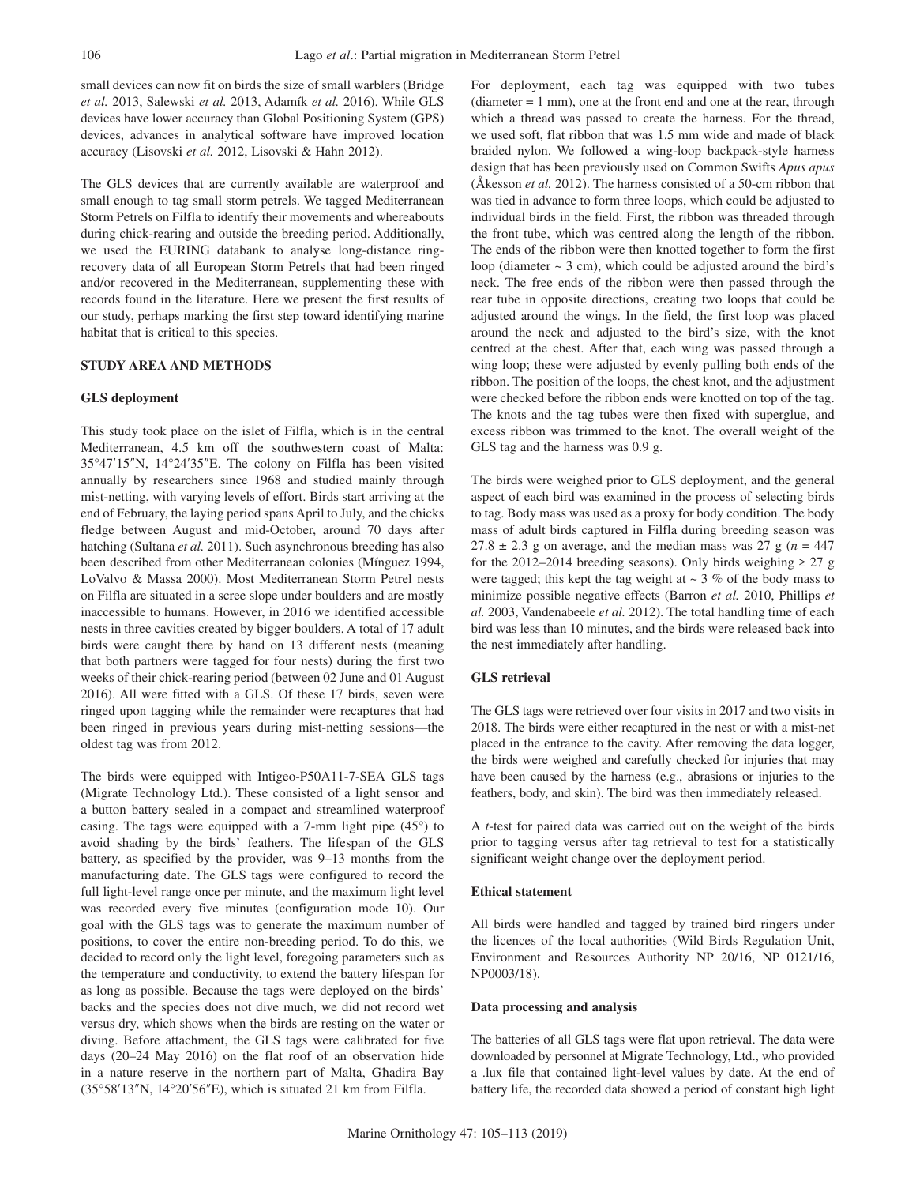small devices can now fit on birds the size of small warblers (Bridge *et al.* 2013, Salewski *et al.* 2013, Adamík *et al.* 2016). While GLS devices have lower accuracy than Global Positioning System (GPS) devices, advances in analytical software have improved location accuracy (Lisovski *et al.* 2012, Lisovski & Hahn 2012).

The GLS devices that are currently available are waterproof and small enough to tag small storm petrels. We tagged Mediterranean Storm Petrels on Filfla to identify their movements and whereabouts during chick-rearing and outside the breeding period. Additionally, we used the EURING databank to analyse long-distance ring-recovery data of all European Storm Petrels that had been ringed and/or recovered in the Mediterranean, supplementing these with records found in the literature. Here we present the first results of our study, perhaps marking the first step toward identifying marine habitat that is critical to this species.

## STUDY AREA AND METHODS

### GLS deployment

This study took place on the islet of Filfla, which is in the central Mediterranean, 4.5 km off the southwestern coast of Malta: 35°47′15″N, 14°24′35″E. The colony on Filfla has been visited annually by researchers since 1968 and studied mainly through mist-netting, with varying levels of effort. Birds start arriving at the end of February, the laying period spans April to July, and the chicks fledge between August and mid-October, around 70 days after hatching (Sultana *et al.* 2011). Such asynchronous breeding has also been described from other Mediterranean colonies (Mínguez 1994, LoValvo & Massa 2000). Most Mediterranean Storm Petrel nests on Filfla are situated in a scree slope under boulders and are mostly inaccessible to humans. However, in 2016 we identified accessible nests in three cavities created by bigger boulders. A total of 17 adult birds were caught there by hand on 13 different nests (meaning that both partners were tagged for four nests) during the first two weeks of their chick-rearing period (between 02 June and 01 August 2016). All were fitted with a GLS. Of these 17 birds, seven were ringed upon tagging while the remainder were recaptures that had been ringed in previous years during mist-netting sessions—the oldest tag was from 2012.

The birds were equipped with Intigeo-P50A11-7-SEA GLS tags (Migrate Technology Ltd.). These consisted of a light sensor and a button battery sealed in a compact and streamlined waterproof casing. The tags were equipped with a 7-mm light pipe (45°) to avoid shading by the birds' feathers. The lifespan of the GLS battery, as specified by the provider, was 9–13 months from the manufacturing date. The GLS tags were configured to record the full light-level range once per minute, and the maximum light level was recorded every five minutes (configuration mode 10). Our goal with the GLS tags was to generate the maximum number of positions, to cover the entire non-breeding period. To do this, we decided to record only the light level, foregoing parameters such as the temperature and conductivity, to extend the battery lifespan for as long as possible. Because the tags were deployed on the birds' backs and the species does not dive much, we did not record wet versus dry, which shows when the birds are resting on the water or diving. Before attachment, the GLS tags were calibrated for five days (20–24 May 2016) on the flat roof of an observation hide in a nature reserve in the northern part of Malta, Għadira Bay (35°58′13″N, 14°20′56″E), which is situated 21 km from Filfla.

For deployment, each tag was equipped with two tubes (diameter = 1 mm), one at the front end and one at the rear, through which a thread was passed to create the harness. For the thread, we used soft, flat ribbon that was 1.5 mm wide and made of black braided nylon. We followed a wing-loop backpack-style harness design that has been previously used on Common Swifts *Apus apus* (Åkesson *et al.* 2012). The harness consisted of a 50-cm ribbon that was tied in advance to form three loops, which could be adjusted to individual birds in the field. First, the ribbon was threaded through the front tube, which was centred along the length of the ribbon. The ends of the ribbon were then knotted together to form the first loop (diameter ~ 3 cm), which could be adjusted around the bird's neck. The free ends of the ribbon were then passed through the rear tube in opposite directions, creating two loops that could be adjusted around the wings. In the field, the first loop was placed around the neck and adjusted to the bird's size, with the knot centred at the chest. After that, each wing was passed through a wing loop; these were adjusted by evenly pulling both ends of the ribbon. The position of the loops, the chest knot, and the adjustment were checked before the ribbon ends were knotted on top of the tag. The knots and the tag tubes were then fixed with superglue, and excess ribbon was trimmed to the knot. The overall weight of the GLS tag and the harness was 0.9 g.

The birds were weighed prior to GLS deployment, and the general aspect of each bird was examined in the process of selecting birds to tag. Body mass was used as a proxy for body condition. The body mass of adult birds captured in Filfla during breeding season was 27.8 ± 2.3 g on average, and the median mass was 27 g ($n = 447$ for the 2012–2014 breeding seasons). Only birds weighing ≥ 27 g were tagged; this kept the tag weight at ~ 3 % of the body mass to minimize possible negative effects (Barron *et al.* 2010, Phillips *et al.* 2003, Vandenabeele *et al.* 2012). The total handling time of each bird was less than 10 minutes, and the birds were released back into the nest immediately after handling.

### GLS retrieval

The GLS tags were retrieved over four visits in 2017 and two visits in 2018. The birds were either recaptured in the nest or with a mist-net placed in the entrance to the cavity. After removing the data logger, the birds were weighed and carefully checked for injuries that may have been caused by the harness (e.g., abrasions or injuries to the feathers, body, and skin). The bird was then immediately released.

A *t*-test for paired data was carried out on the weight of the birds prior to tagging versus after tag retrieval to test for a statistically significant weight change over the deployment period.

### Ethical statement

All birds were handled and tagged by trained bird ringers under the licences of the local authorities (Wild Birds Regulation Unit, Environment and Resources Authority NP 20/16, NP 0121/16, NP0003/18).

### Data processing and analysis

The batteries of all GLS tags were flat upon retrieval. The data were downloaded by personnel at Migrate Technology, Ltd., who provided a .lux file that contained light-level values by date. At the end of battery life, the recorded data showed a period of constant high light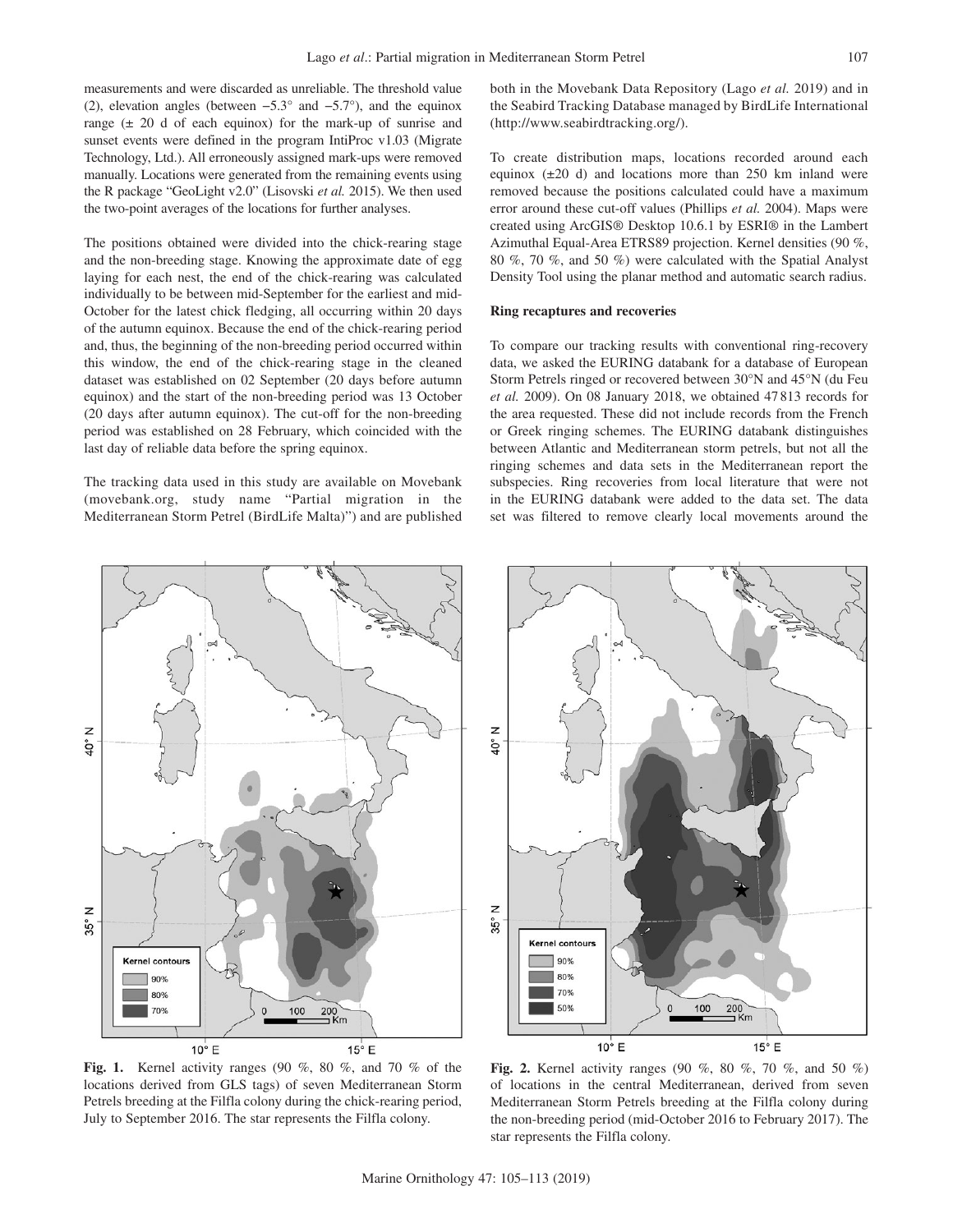measurements and were discarded as unreliable. The threshold value (2), elevation angles (between −5.3° and −5.7°), and the equinox range (± 20 d of each equinox) for the mark-up of sunrise and sunset events were defined in the program IntiProc v1.03 (Migrate Technology, Ltd.). All erroneously assigned mark-ups were removed manually. Locations were generated from the remaining events using the R package "GeoLight v2.0" (Lisovski *et al.* 2015). We then used the two-point averages of the locations for further analyses.

The positions obtained were divided into the chick-rearing stage and the non-breeding stage. Knowing the approximate date of egg laying for each nest, the end of the chick-rearing was calculated individually to be between mid-September for the earliest and mid-October for the latest chick fledging, all occurring within 20 days of the autumn equinox. Because the end of the chick-rearing period and, thus, the beginning of the non-breeding period occurred within this window, the end of the chick-rearing stage in the cleaned dataset was established on 02 September (20 days before autumn equinox) and the start of the non-breeding period was 13 October (20 days after autumn equinox). The cut-off for the non-breeding period was established on 28 February, which coincided with the last day of reliable data before the spring equinox.

The tracking data used in this study are available on Movebank (movebank.org, study name "Partial migration in the Mediterranean Storm Petrel (BirdLife Malta)") and are published both in the Movebank Data Repository (Lago *et al.* 2019) and in the Seabird Tracking Database managed by BirdLife International (http://www.seabirdtracking.org/).

To create distribution maps, locations recorded around each equinox (±20 d) and locations more than 250 km inland were removed because the positions calculated could have a maximum error around these cut-off values (Phillips *et al.* 2004). Maps were created using ArcGIS® Desktop 10.6.1 by ESRI® in the Lambert Azimuthal Equal-Area ETRS89 projection. Kernel densities (90 %, 80 %, 70 %, and 50 %) were calculated with the Spatial Analyst Density Tool using the planar method and automatic search radius.

### Ring recaptures and recoveries

To compare our tracking results with conventional ring-recovery data, we asked the EURING databank for a database of European Storm Petrels ringed or recovered between 30°N and 45°N (du Feu *et al.* 2009). On 08 January 2018, we obtained 47 813 records for the area requested. These did not include records from the French or Greek ringing schemes. The EURING databank distinguishes between Atlantic and Mediterranean storm petrels, but not all the ringing schemes and data sets in the Mediterranean report the subspecies. Ring recoveries from local literature that were not in the EURING databank were added to the data set. The data set was filtered to remove clearly local movements around the

**Fig. 1.** Kernel activity ranges (90 %, 80 %, and 70 % of the locations derived from GLS tags) of seven Mediterranean Storm Petrels breeding at the Filfla colony during the chick-rearing period, July to September 2016. The star represents the Filfla colony.

**Fig. 2.** Kernel activity ranges (90 %, 80 %, 70 %, and 50 %) of locations in the central Mediterranean, derived from seven Mediterranean Storm Petrels breeding at the Filfla colony during the non-breeding period (mid-October 2016 to February 2017). The star represents the Filfla colony.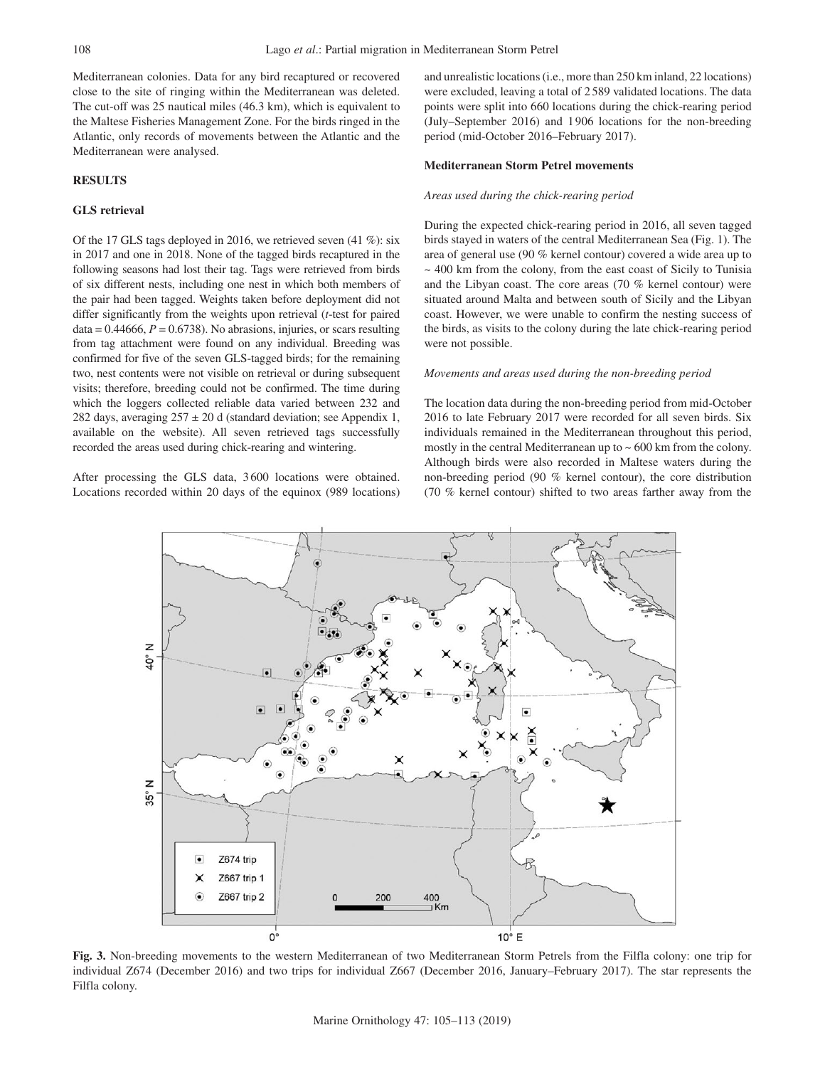Mediterranean colonies. Data for any bird recaptured or recovered close to the site of ringing within the Mediterranean was deleted. The cut-off was 25 nautical miles (46.3 km), which is equivalent to the Maltese Fisheries Management Zone. For the birds ringed in the Atlantic, only records of movements between the Atlantic and the Mediterranean were analysed.

## RESULTS

### GLS retrieval

Of the 17 GLS tags deployed in 2016, we retrieved seven (41 %): six in 2017 and one in 2018. None of the tagged birds recaptured in the following seasons had lost their tag. Tags were retrieved from birds of six different nests, including one nest in which both members of the pair had been tagged. Weights taken before deployment did not differ significantly from the weights upon retrieval (*t*-test for paired data = 0.44666, $P = 0.6738$). No abrasions, injuries, or scars resulting from tag attachment were found on any individual. Breeding was confirmed for five of the seven GLS-tagged birds; for the remaining two, nest contents were not visible on retrieval or during subsequent visits; therefore, breeding could not be confirmed. The time during which the loggers collected reliable data varied between 232 and 282 days, averaging $257 \pm 20$ d (standard deviation; see Appendix 1, available on the website). All seven retrieved tags successfully recorded the areas used during chick-rearing and wintering.

After processing the GLS data, 3 600 locations were obtained. Locations recorded within 20 days of the equinox (989 locations) and unrealistic locations (i.e., more than 250 km inland, 22 locations) were excluded, leaving a total of 2 589 validated locations. The data points were split into 660 locations during the chick-rearing period (July–September 2016) and 1 906 locations for the non-breeding period (mid-October 2016–February 2017).

### Mediterranean Storm Petrel movements

#### *Areas used during the chick-rearing period*

During the expected chick-rearing period in 2016, all seven tagged birds stayed in waters of the central Mediterranean Sea (Fig. 1). The area of general use (90 % kernel contour) covered a wide area up to ~ 400 km from the colony, from the east coast of Sicily to Tunisia and the Libyan coast. The core areas (70 % kernel contour) were situated around Malta and between south of Sicily and the Libyan coast. However, we were unable to confirm the nesting success of the birds, as visits to the colony during the late chick-rearing period were not possible.

#### *Movements and areas used during the non-breeding period*

The location data during the non-breeding period from mid-October 2016 to late February 2017 were recorded for all seven birds. Six individuals remained in the Mediterranean throughout this period, mostly in the central Mediterranean up to ~ 600 km from the colony. Although birds were also recorded in Maltese waters during the non-breeding period (90 % kernel contour), the core distribution (70 % kernel contour) shifted to two areas farther away from the

**Fig. 3.** Non-breeding movements to the western Mediterranean of two Mediterranean Storm Petrels from the Filfla colony: one trip for individual Z674 (December 2016) and two trips for individual Z667 (December 2016, January–February 2017). The star represents the Filfla colony.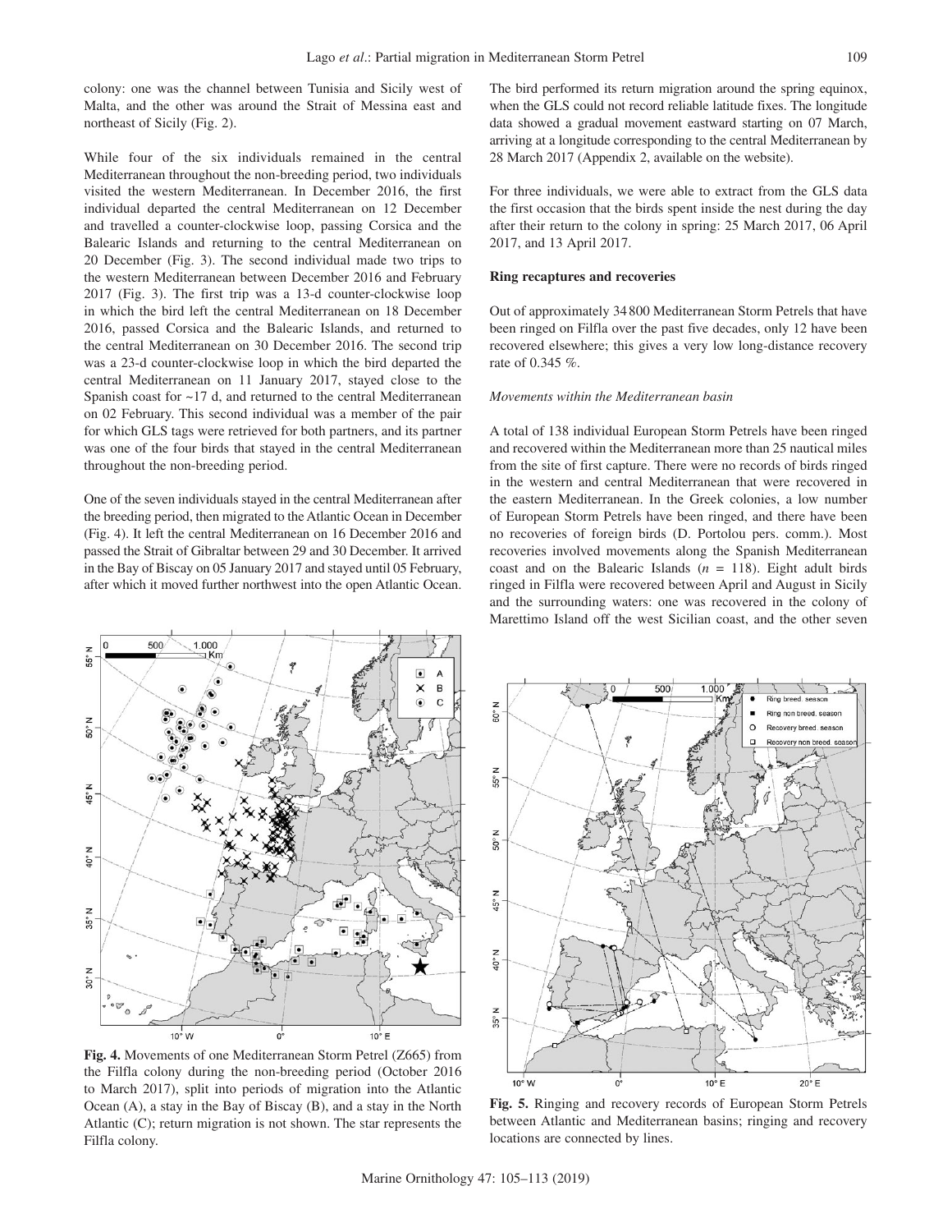colony: one was the channel between Tunisia and Sicily west of Malta, and the other was around the Strait of Messina east and northeast of Sicily (Fig. 2).

While four of the six individuals remained in the central Mediterranean throughout the non-breeding period, two individuals visited the western Mediterranean. In December 2016, the first individual departed the central Mediterranean on 12 December and travelled a counter-clockwise loop, passing Corsica and the Balearic Islands and returning to the central Mediterranean on 20 December (Fig. 3). The second individual made two trips to the western Mediterranean between December 2016 and February 2017 (Fig. 3). The first trip was a 13-d counter-clockwise loop in which the bird left the central Mediterranean on 18 December 2016, passed Corsica and the Balearic Islands, and returned to the central Mediterranean on 30 December 2016. The second trip was a 23-d counter-clockwise loop in which the bird departed the central Mediterranean on 11 January 2017, stayed close to the Spanish coast for ~17 d, and returned to the central Mediterranean on 02 February. This second individual was a member of the pair for which GLS tags were retrieved for both partners, and its partner was one of the four birds that stayed in the central Mediterranean throughout the non-breeding period.

One of the seven individuals stayed in the central Mediterranean after the breeding period, then migrated to the Atlantic Ocean in December (Fig. 4). It left the central Mediterranean on 16 December 2016 and passed the Strait of Gibraltar between 29 and 30 December. It arrived in the Bay of Biscay on 05 January 2017 and stayed until 05 February, after which it moved further northwest into the open Atlantic Ocean.

The bird performed its return migration around the spring equinox, when the GLS could not record reliable latitude fixes. The longitude data showed a gradual movement eastward starting on 07 March, arriving at a longitude corresponding to the central Mediterranean by 28 March 2017 (Appendix 2, available on the website).

For three individuals, we were able to extract from the GLS data the first occasion that the birds spent inside the nest during the day after their return to the colony in spring: 25 March 2017, 06 April 2017, and 13 April 2017.

### Ring recaptures and recoveries

Out of approximately 34 800 Mediterranean Storm Petrels that have been ringed on Filfla over the past five decades, only 12 have been recovered elsewhere; this gives a very low long-distance recovery rate of 0.345 %.

#### *Movements within the Mediterranean basin*

A total of 138 individual European Storm Petrels have been ringed and recovered within the Mediterranean more than 25 nautical miles from the site of first capture. There were no records of birds ringed in the western and central Mediterranean that were recovered in the eastern Mediterranean. In the Greek colonies, a low number of European Storm Petrels have been ringed, and there have been no recoveries of foreign birds (D. Portolou pers. comm.). Most recoveries involved movements along the Spanish Mediterranean coast and on the Balearic Islands ($n$ = 118). Eight adult birds ringed in Filfla were recovered between April and August in Sicily and the surrounding waters: one was recovered in the colony of Marettimo Island off the west Sicilian coast, and the other seven

**Fig. 4.** Movements of one Mediterranean Storm Petrel (Z665) from the Filfla colony during the non-breeding period (October 2016 to March 2017), split into periods of migration into the Atlantic Ocean (A), a stay in the Bay of Biscay (B), and a stay in the North Atlantic (C); return migration is not shown. The star represents the Filfla colony.

**Fig. 5.** Ringing and recovery records of European Storm Petrels between Atlantic and Mediterranean basins; ringing and recovery locations are connected by lines.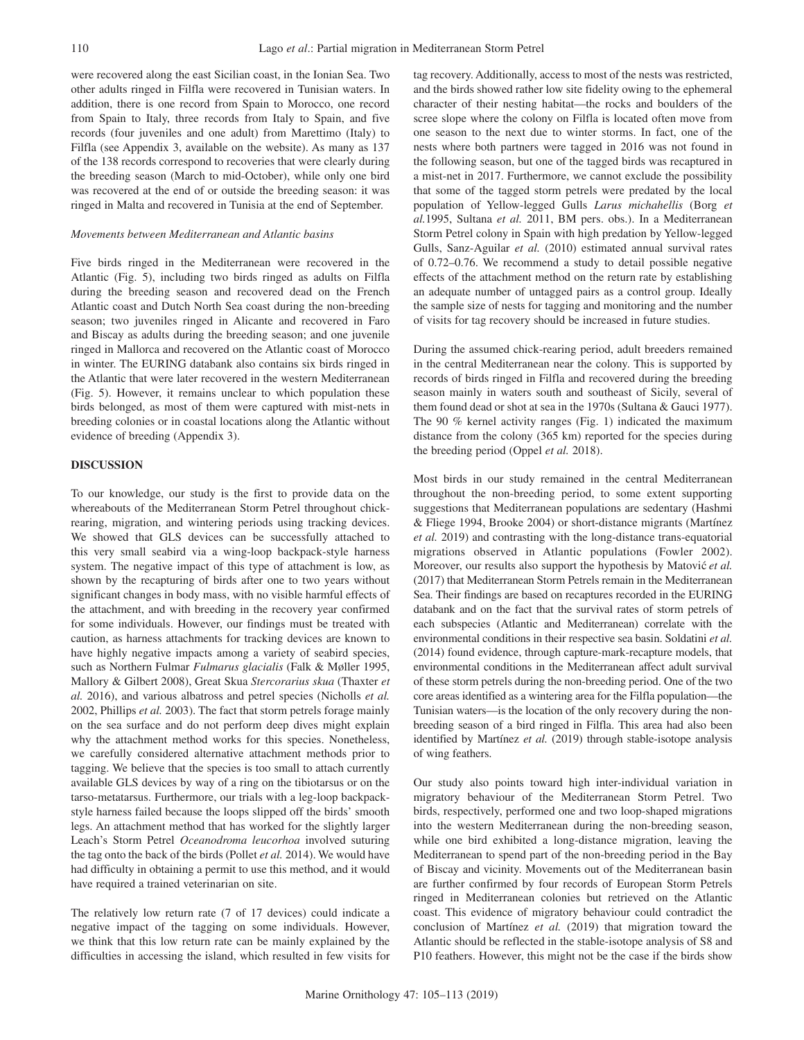were recovered along the east Sicilian coast, in the Ionian Sea. Two other adults ringed in Filfla were recovered in Tunisian waters. In addition, there is one record from Spain to Morocco, one record from Spain to Italy, three records from Italy to Spain, and five records (four juveniles and one adult) from Marettimo (Italy) to Filfla (see Appendix 3, available on the website). As many as 137 of the 138 records correspond to recoveries that were clearly during the breeding season (March to mid-October), while only one bird was recovered at the end of or outside the breeding season: it was ringed in Malta and recovered in Tunisia at the end of September.

### *Movements between Mediterranean and Atlantic basins*

Five birds ringed in the Mediterranean were recovered in the Atlantic (Fig. 5), including two birds ringed as adults on Filfla during the breeding season and recovered dead on the French Atlantic coast and Dutch North Sea coast during the non-breeding season; two juveniles ringed in Alicante and recovered in Faro and Biscay as adults during the breeding season; and one juvenile ringed in Mallorca and recovered on the Atlantic coast of Morocco in winter. The EURING databank also contains six birds ringed in the Atlantic that were later recovered in the western Mediterranean (Fig. 5). However, it remains unclear to which population these birds belonged, as most of them were captured with mist-nets in breeding colonies or in coastal locations along the Atlantic without evidence of breeding (Appendix 3).

## DISCUSSION

To our knowledge, our study is the first to provide data on the whereabouts of the Mediterranean Storm Petrel throughout chick-rearing, migration, and wintering periods using tracking devices. We showed that GLS devices can be successfully attached to this very small seabird via a wing-loop backpack-style harness system. The negative impact of this type of attachment is low, as shown by the recapturing of birds after one to two years without significant changes in body mass, with no visible harmful effects of the attachment, and with breeding in the recovery year confirmed for some individuals. However, our findings must be treated with caution, as harness attachments for tracking devices are known to have highly negative impacts among a variety of seabird species, such as Northern Fulmar *Fulmarus glacialis* (Falk & Møller 1995, Mallory & Gilbert 2008), Great Skua *Stercorarius skua* (Thaxter *et al.* 2016), and various albatross and petrel species (Nicholls *et al.* 2002, Phillips *et al.* 2003). The fact that storm petrels forage mainly on the sea surface and do not perform deep dives might explain why the attachment method works for this species. Nonetheless, we carefully considered alternative attachment methods prior to tagging. We believe that the species is too small to attach currently available GLS devices by way of a ring on the tibiotarsus or on the tarso-metatarsus. Furthermore, our trials with a leg-loop backpack-style harness failed because the loops slipped off the birds' smooth legs. An attachment method that has worked for the slightly larger Leach's Storm Petrel *Oceanodroma leucorhoa* involved suturing the tag onto the back of the birds (Pollet *et al.* 2014). We would have had difficulty in obtaining a permit to use this method, and it would have required a trained veterinarian on site.

The relatively low return rate (7 of 17 devices) could indicate a negative impact of the tagging on some individuals. However, we think that this low return rate can be mainly explained by the difficulties in accessing the island, which resulted in few visits for tag recovery. Additionally, access to most of the nests was restricted, and the birds showed rather low site fidelity owing to the ephemeral character of their nesting habitat—the rocks and boulders of the scree slope where the colony on Filfla is located often move from one season to the next due to winter storms. In fact, one of the nests where both partners were tagged in 2016 was not found in the following season, but one of the tagged birds was recaptured in a mist-net in 2017. Furthermore, we cannot exclude the possibility that some of the tagged storm petrels were predated by the local population of Yellow-legged Gulls *Larus michahellis* (Borg *et al.*1995, Sultana *et al.* 2011, BM pers. obs.). In a Mediterranean Storm Petrel colony in Spain with high predation by Yellow-legged Gulls, Sanz-Aguilar *et al.* (2010) estimated annual survival rates of 0.72–0.76. We recommend a study to detail possible negative effects of the attachment method on the return rate by establishing an adequate number of untagged pairs as a control group. Ideally the sample size of nests for tagging and monitoring and the number of visits for tag recovery should be increased in future studies.

During the assumed chick-rearing period, adult breeders remained in the central Mediterranean near the colony. This is supported by records of birds ringed in Filfla and recovered during the breeding season mainly in waters south and southeast of Sicily, several of them found dead or shot at sea in the 1970s (Sultana & Gauci 1977). The 90 % kernel activity ranges (Fig. 1) indicated the maximum distance from the colony (365 km) reported for the species during the breeding period (Oppel *et al.* 2018).

Most birds in our study remained in the central Mediterranean throughout the non-breeding period, to some extent supporting suggestions that Mediterranean populations are sedentary (Hashmi & Fliege 1994, Brooke 2004) or short-distance migrants (Martínez *et al.* 2019) and contrasting with the long-distance trans-equatorial migrations observed in Atlantic populations (Fowler 2002). Moreover, our results also support the hypothesis by Matović *et al.* (2017) that Mediterranean Storm Petrels remain in the Mediterranean Sea. Their findings are based on recaptures recorded in the EURING databank and on the fact that the survival rates of storm petrels of each subspecies (Atlantic and Mediterranean) correlate with the environmental conditions in their respective sea basin. Soldatini *et al.* (2014) found evidence, through capture-mark-recapture models, that environmental conditions in the Mediterranean affect adult survival of these storm petrels during the non-breeding period. One of the two core areas identified as a wintering area for the Filfla population—the Tunisian waters—is the location of the only recovery during the non-breeding season of a bird ringed in Filfla. This area had also been identified by Martínez *et al.* (2019) through stable-isotope analysis of wing feathers.

Our study also points toward high inter-individual variation in migratory behaviour of the Mediterranean Storm Petrel. Two birds, respectively, performed one and two loop-shaped migrations into the western Mediterranean during the non-breeding season, while one bird exhibited a long-distance migration, leaving the Mediterranean to spend part of the non-breeding period in the Bay of Biscay and vicinity. Movements out of the Mediterranean basin are further confirmed by four records of European Storm Petrels ringed in Mediterranean colonies but retrieved on the Atlantic coast. This evidence of migratory behaviour could contradict the conclusion of Martínez *et al.* (2019) that migration toward the Atlantic should be reflected in the stable-isotope analysis of S8 and P10 feathers. However, this might not be the case if the birds show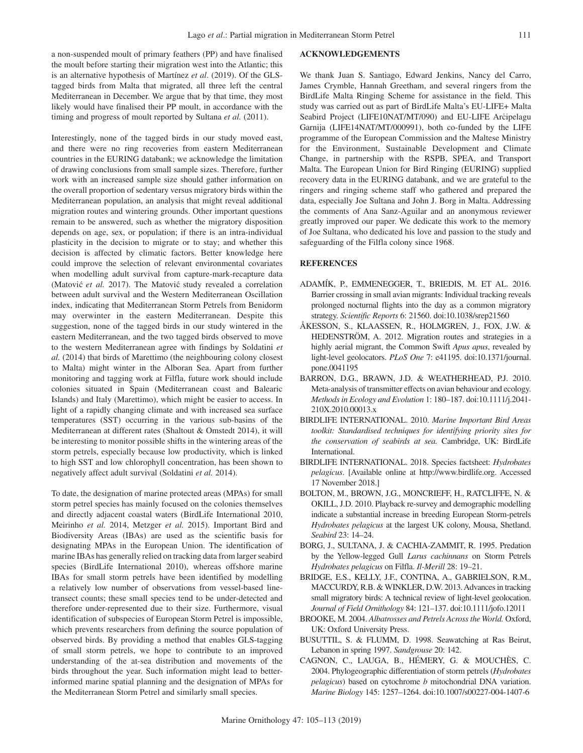a non-suspended moult of primary feathers (PP) and have finalised the moult before starting their migration west into the Atlantic; this is an alternative hypothesis of Martínez *et al*. (2019). Of the GLS-tagged birds from Malta that migrated, all three left the central Mediterranean in December. We argue that by that time, they most likely would have finalised their PP moult, in accordance with the timing and progress of moult reported by Sultana *et al.* (2011).

Interestingly, none of the tagged birds in our study moved east, and there were no ring recoveries from eastern Mediterranean countries in the EURING databank; we acknowledge the limitation of drawing conclusions from small sample sizes. Therefore, further work with an increased sample size should gather information on the overall proportion of sedentary versus migratory birds within the Mediterranean population, an analysis that might reveal additional migration routes and wintering grounds. Other important questions remain to be answered, such as whether the migratory disposition depends on age, sex, or population; if there is an intra-individual plasticity in the decision to migrate or to stay; and whether this decision is affected by climatic factors. Better knowledge here could improve the selection of relevant environmental covariates when modelling adult survival from capture-mark-recapture data (Matović *et al.* 2017). The Matović study revealed a correlation between adult survival and the Western Mediterranean Oscillation index, indicating that Mediterranean Storm Petrels from Benidorm may overwinter in the eastern Mediterranean. Despite this suggestion, none of the tagged birds in our study wintered in the eastern Mediterranean, and the two tagged birds observed to move to the western Mediterranean agree with findings by Soldatini *et al.* (2014) that birds of Marettimo (the neighbouring colony closest to Malta) might winter in the Alboran Sea. Apart from further monitoring and tagging work at Filfla, future work should include colonies situated in Spain (Mediterranean coast and Balearic Islands) and Italy (Marettimo), which might be easier to access. In light of a rapidly changing climate and with increased sea surface temperatures (SST) occurring in the various sub-basins of the Mediterranean at different rates (Shaltout & Omstedt 2014), it will be interesting to monitor possible shifts in the wintering areas of the storm petrels, especially because low productivity, which is linked to high SST and low chlorophyll concentration, has been shown to negatively affect adult survival (Soldatini *et al.* 2014).

To date, the designation of marine protected areas (MPAs) for small storm petrel species has mainly focused on the colonies themselves and directly adjacent coastal waters (BirdLife International 2010, Meirinho *et al.* 2014, Metzger *et al.* 2015). Important Bird and Biodiversity Areas (IBAs) are used as the scientific basis for designating MPAs in the European Union. The identification of marine IBAs has generally relied on tracking data from larger seabird species (BirdLife International 2010), whereas offshore marine IBAs for small storm petrels have been identified by modelling a relatively low number of observations from vessel-based line-transect counts; these small species tend to be under-detected and therefore under-represented due to their size. Furthermore, visual identification of subspecies of European Storm Petrel is impossible, which prevents researchers from defining the source population of observed birds. By providing a method that enables GLS-tagging of small storm petrels, we hope to contribute to an improved understanding of the at-sea distribution and movements of the birds throughout the year. Such information might lead to better-informed marine spatial planning and the designation of MPAs for the Mediterranean Storm Petrel and similarly small species.

## ACKNOWLEDGEMENTS

We thank Juan S. Santiago, Edward Jenkins, Nancy del Carro, James Crymble, Hannah Greetham, and several ringers from the BirdLife Malta Ringing Scheme for assistance in the field. This study was carried out as part of BirdLife Malta's EU-LIFE+ Malta Seabird Project (LIFE10NAT/MT/090) and EU-LIFE Arċipelagu Garnija (LIFE14NAT/MT/000991), both co-funded by the LIFE programme of the European Commission and the Maltese Ministry for the Environment, Sustainable Development and Climate Change, in partnership with the RSPB, SPEA, and Transport Malta. The European Union for Bird Ringing (EURING) supplied recovery data in the EURING databank, and we are grateful to the ringers and ringing scheme staff who gathered and prepared the data, especially Joe Sultana and John J. Borg in Malta. Addressing the comments of Ana Sanz-Aguilar and an anonymous reviewer greatly improved our paper. We dedicate this work to the memory of Joe Sultana, who dedicated his love and passion to the study and safeguarding of the Filfla colony since 1968.

## REFERENCES

ADAMÍK, P., EMMENEGGER, T., BRIEDIS, M. ET AL. 2016. Barrier crossing in small avian migrants: Individual tracking reveals prolonged nocturnal flights into the day as a common migratory strategy. *Scientific Reports* 6: 21560. doi:10.1038/srep21560

ÅKESSON, S., KLAASSEN, R., HOLMGREN, J., FOX, J.W. & HEDENSTRÖM, A. 2012. Migration routes and strategies in a highly aerial migrant, the Common Swift *Apus apus*, revealed by light-level geolocators. *PLoS One* 7: e41195. doi:10.1371/journal.pone.0041195

BARRON, D.G., BRAWN, J.D. & WEATHERHEAD, P.J. 2010. Meta-analysis of transmitter effects on avian behaviour and ecology. *Methods in Ecology and Evolution* 1: 180–187. doi:10.1111/j.2041-210X.2010.00013.x

BIRDLIFE INTERNATIONAL. 2010. *Marine Important Bird Areas toolkit: Standardised techniques for identifying priority sites for the conservation of seabirds at sea.* Cambridge, UK: BirdLife International.

BIRDLIFE INTERNATIONAL. 2018. Species factsheet: *Hydrobates pelagicus*. [Available online at http://www.birdlife.org. Accessed 17 November 2018.]

BOLTON, M., BROWN, J.G., MONCRIEFF, H., RATCLIFFE, N. & OKILL, J.D. 2010. Playback re-survey and demographic modelling indicate a substantial increase in breeding European Storm-petrels *Hydrobates pelagicus* at the largest UK colony, Mousa, Shetland. *Seabird* 23: 14–24.

BORG, J., SULTANA, J. & CACHIA-ZAMMIT, R. 1995. Predation by the Yellow-legged Gull *Larus cachinnans* on Storm Petrels *Hydrobates pelagicus* on Filfla. *Il-Merill* 28: 19–21.

BRIDGE, E.S., KELLY, J.F., CONTINA, A., GABRIELSON, R.M., MACCURDY, R.B. & WINKLER, D.W. 2013. Advances in tracking small migratory birds: A technical review of light-level geolocation. *Journal of Field Ornithology* 84: 121–137. doi:10.1111/jofo.12011

BROOKE, M. 2004. *Albatrosses and Petrels Across the World.* Oxford, UK: Oxford University Press.

BUSUTTIL, S. & FLUMM, D. 1998. Seawatching at Ras Beirut, Lebanon in spring 1997. *Sandgrouse* 20: 142.

CAGNON, C., LAUGA, B., HÉMERY, G. & MOUCHÈS, C. 2004. Phylogeographic differentiation of storm petrels (*Hydrobates pelagicus*) based on cytochrome *b* mitochondrial DNA variation. *Marine Biology* 145: 1257–1264. doi:10.1007/s00227-004-1407-6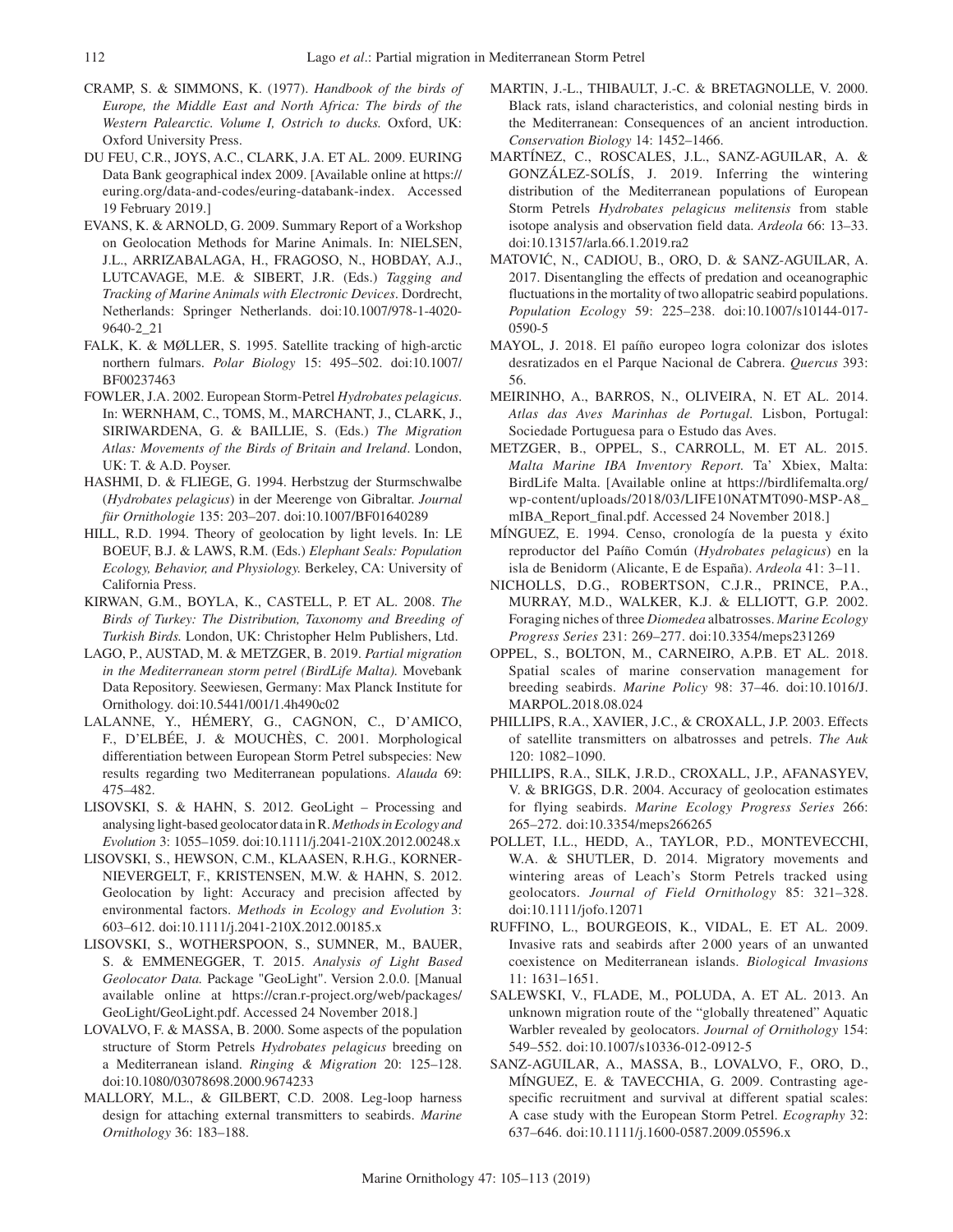CRAMP, S. & SIMMONS, K. (1977). *Handbook of the birds of Europe, the Middle East and North Africa: The birds of the Western Palearctic. Volume I, Ostrich to ducks.* Oxford, UK: Oxford University Press.

DU FEU, C.R., JOYS, A.C., CLARK, J.A. ET AL. 2009. EURING Data Bank geographical index 2009. [Available online at https://euring.org/data-and-codes/euring-databank-index. Accessed 19 February 2019.]

EVANS, K. & ARNOLD, G. 2009. Summary Report of a Workshop on Geolocation Methods for Marine Animals. In: NIELSEN, J.L., ARRIZABALAGA, H., FRAGOSO, N., HOBDAY, A.J., LUTCAVAGE, M.E. & SIBERT, J.R. (Eds.) *Tagging and Tracking of Marine Animals with Electronic Devices*. Dordrecht, Netherlands: Springer Netherlands. doi:10.1007/978-1-4020-9640-2_21

FALK, K. & MØLLER, S. 1995. Satellite tracking of high-arctic northern fulmars. *Polar Biology* 15: 495–502. doi:10.1007/BF00237463

FOWLER, J.A. 2002. European Storm-Petrel *Hydrobates pelagicus*. In: WERNHAM, C., TOMS, M., MARCHANT, J., CLARK, J., SIRIWARDENA, G. & BAILLIE, S. (Eds.) *The Migration Atlas: Movements of the Birds of Britain and Ireland*. London, UK: T. & A.D. Poyser.

HASHMI, D. & FLIEGE, G. 1994. Herbstzug der Sturmschwalbe (*Hydrobates pelagicus*) in der Meerenge von Gibraltar. *Journal für Ornithologie* 135: 203–207. doi:10.1007/BF01640289

HILL, R.D. 1994. Theory of geolocation by light levels. In: LE BOEUF, B.J. & LAWS, R.M. (Eds.) *Elephant Seals: Population Ecology, Behavior, and Physiology.* Berkeley, CA: University of California Press.

KIRWAN, G.M., BOYLA, K., CASTELL, P. ET AL. 2008. *The Birds of Turkey: The Distribution, Taxonomy and Breeding of Turkish Birds.* London, UK: Christopher Helm Publishers, Ltd.

LAGO, P., AUSTAD, M. & METZGER, B. 2019. *Partial migration in the Mediterranean storm petrel (BirdLife Malta).* Movebank Data Repository. Seewiesen, Germany: Max Planck Institute for Ornithology. doi:10.5441/001/1.4h490c02

LALANNE, Y., HÉMERY, G., CAGNON, C., D'AMICO, F., D'ELBÉE, J. & MOUCHÈS, C. 2001. Morphological differentiation between European Storm Petrel subspecies: New results regarding two Mediterranean populations. *Alauda* 69: 475–482.

LISOVSKI, S. & HAHN, S. 2012. GeoLight – Processing and analysing light-based geolocator data in R. *Methods in Ecology and Evolution* 3: 1055–1059. doi:10.1111/j.2041-210X.2012.00248.x

LISOVSKI, S., HEWSON, C.M., KLAASEN, R.H.G., KORNER-NIEVERGELT, F., KRISTENSEN, M.W. & HAHN, S. 2012. Geolocation by light: Accuracy and precision affected by environmental factors. *Methods in Ecology and Evolution* 3: 603–612. doi:10.1111/j.2041-210X.2012.00185.x

LISOVSKI, S., WOTHERSPOON, S., SUMNER, M., BAUER, S. & EMMENEGGER, T. 2015. *Analysis of Light Based Geolocator Data.* Package "GeoLight". Version 2.0.0. [Manual available online at https://cran.r-project.org/web/packages/GeoLight/GeoLight.pdf. Accessed 24 November 2018.]

LOVALVO, F. & MASSA, B. 2000. Some aspects of the population structure of Storm Petrels *Hydrobates pelagicus* breeding on a Mediterranean island. *Ringing & Migration* 20: 125–128. doi:10.1080/03078698.2000.9674233

MALLORY, M.L., & GILBERT, C.D. 2008. Leg-loop harness design for attaching external transmitters to seabirds. *Marine Ornithology* 36: 183–188.

MARTIN, J.-L., THIBAULT, J.-C. & BRETAGNOLLE, V. 2000. Black rats, island characteristics, and colonial nesting birds in the Mediterranean: Consequences of an ancient introduction. *Conservation Biology* 14: 1452–1466.

MARTÍNEZ, C., ROSCALES, J.L., SANZ-AGUILAR, A. & GONZÁLEZ-SOLÍS, J. 2019. Inferring the wintering distribution of the Mediterranean populations of European Storm Petrels *Hydrobates pelagicus melitensis* from stable isotope analysis and observation field data. *Ardeola* 66: 13–33. doi:10.13157/arla.66.1.2019.ra2

MATOVIĆ, N., CADIOU, B., ORO, D. & SANZ-AGUILAR, A. 2017. Disentangling the effects of predation and oceanographic fluctuations in the mortality of two allopatric seabird populations. *Population Ecology* 59: 225–238. doi:10.1007/s10144-017-0590-5

MAYOL, J. 2018. El paíño europeo logra colonizar dos islotes desratizados en el Parque Nacional de Cabrera. *Quercus* 393: 56.

MEIRINHO, A., BARROS, N., OLIVEIRA, N. ET AL. 2014. *Atlas das Aves Marinhas de Portugal.* Lisbon, Portugal: Sociedade Portuguesa para o Estudo das Aves.

METZGER, B., OPPEL, S., CARROLL, M. ET AL. 2015. *Malta Marine IBA Inventory Report.* Ta' Xbiex, Malta: BirdLife Malta. [Available online at https://birdlifemalta.org/wp-content/uploads/2018/03/LIFE10NATMT090-MSP-A8_mIBA_Report_final.pdf. Accessed 24 November 2018.]

MÍNGUEZ, E. 1994. Censo, cronología de la puesta y éxito reproductor del Paíño Común (*Hydrobates pelagicus*) en la isla de Benidorm (Alicante, E de España). *Ardeola* 41: 3–11.

NICHOLLS, D.G., ROBERTSON, C.J.R., PRINCE, P.A., MURRAY, M.D., WALKER, K.J. & ELLIOTT, G.P. 2002. Foraging niches of three *Diomedea* albatrosses. *Marine Ecology Progress Series* 231: 269–277. doi:10.3354/meps231269

OPPEL, S., BOLTON, M., CARNEIRO, A.P.B. ET AL. 2018. Spatial scales of marine conservation management for breeding seabirds. *Marine Policy* 98: 37–46. doi:10.1016/J.MARPOL.2018.08.024

PHILLIPS, R.A., XAVIER, J.C., & CROXALL, J.P. 2003. Effects of satellite transmitters on albatrosses and petrels. *The Auk* 120: 1082–1090.

PHILLIPS, R.A., SILK, J.R.D., CROXALL, J.P., AFANASYEV, V. & BRIGGS, D.R. 2004. Accuracy of geolocation estimates for flying seabirds. *Marine Ecology Progress Series* 266: 265–272. doi:10.3354/meps266265

POLLET, I.L., HEDD, A., TAYLOR, P.D., MONTEVECCHI, W.A. & SHUTLER, D. 2014. Migratory movements and wintering areas of Leach's Storm Petrels tracked using geolocators. *Journal of Field Ornithology* 85: 321–328. doi:10.1111/jofo.12071

RUFFINO, L., BOURGEOIS, K., VIDAL, E. ET AL. 2009. Invasive rats and seabirds after 2000 years of an unwanted coexistence on Mediterranean islands. *Biological Invasions* 11: 1631–1651.

SALEWSKI, V., FLADE, M., POLUDA, A. ET AL. 2013. An unknown migration route of the "globally threatened" Aquatic Warbler revealed by geolocators. *Journal of Ornithology* 154: 549–552. doi:10.1007/s10336-012-0912-5

SANZ-AGUILAR, A., MASSA, B., LOVALVO, F., ORO, D., MÍNGUEZ, E. & TAVECCHIA, G. 2009. Contrasting age-specific recruitment and survival at different spatial scales: A case study with the European Storm Petrel. *Ecography* 32: 637–646. doi:10.1111/j.1600-0587.2009.05596.x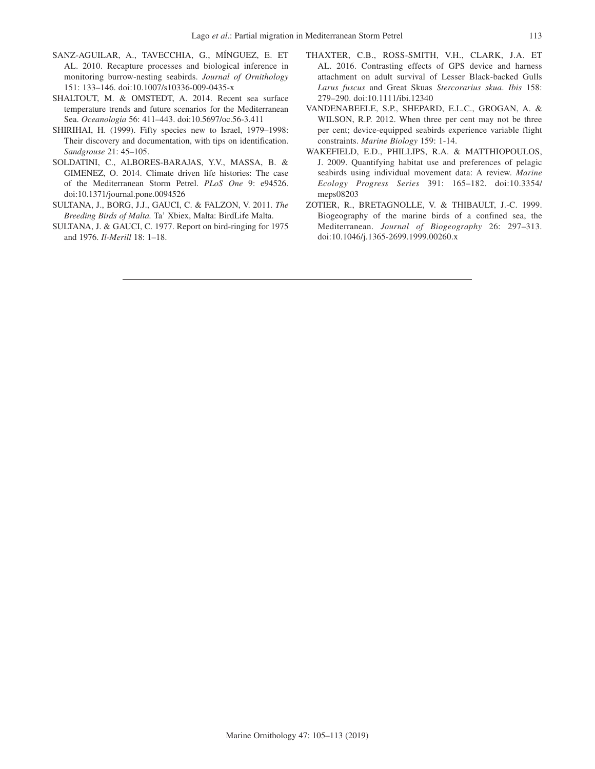SANZ-AGUILAR, A., TAVECCHIA, G., MÍNGUEZ, E. ET AL. 2010. Recapture processes and biological inference in monitoring burrow-nesting seabirds. *Journal of Ornithology* 151: 133–146. doi:10.1007/s10336-009-0435-x

SHALTOUT, M. & OMSTEDT, A. 2014. Recent sea surface temperature trends and future scenarios for the Mediterranean Sea. *Oceanologia* 56: 411–443. doi:10.5697/oc.56-3.411

SHIRIHAI, H. (1999). Fifty species new to Israel, 1979–1998: Their discovery and documentation, with tips on identification. *Sandgrouse* 21: 45–105.

SOLDATINI, C., ALBORES-BARAJAS, Y.V., MASSA, B. & GIMENEZ, O. 2014. Climate driven life histories: The case of the Mediterranean Storm Petrel. *PLoS One* 9: e94526. doi:10.1371/journal.pone.0094526

SULTANA, J., BORG, J.J., GAUCI, C. & FALZON, V. 2011. *The Breeding Birds of Malta.* Ta' Xbiex, Malta: BirdLife Malta.

SULTANA, J. & GAUCI, C. 1977. Report on bird-ringing for 1975 and 1976. *Il-Merill* 18: 1–18.

THAXTER, C.B., ROSS-SMITH, V.H., CLARK, J.A. ET AL. 2016. Contrasting effects of GPS device and harness attachment on adult survival of Lesser Black-backed Gulls *Larus fuscus* and Great Skuas *Stercorarius skua*. *Ibis* 158: 279–290. doi:10.1111/ibi.12340

VANDENABEELE, S.P., SHEPARD, E.L.C., GROGAN, A. & WILSON, R.P. 2012. When three per cent may not be three per cent; device-equipped seabirds experience variable flight constraints. *Marine Biology* 159: 1-14.

WAKEFIELD, E.D., PHILLIPS, R.A. & MATTHIOPOULOS, J. 2009. Quantifying habitat use and preferences of pelagic seabirds using individual movement data: A review. *Marine Ecology Progress Series* 391: 165–182. doi:10.3354/meps08203

ZOTIER, R., BRETAGNOLLE, V. & THIBAULT, J.-C. 1999. Biogeography of the marine birds of a confined sea, the Mediterranean. *Journal of Biogeography* 26: 297–313. doi:10.1046/j.1365-2699.1999.00260.x